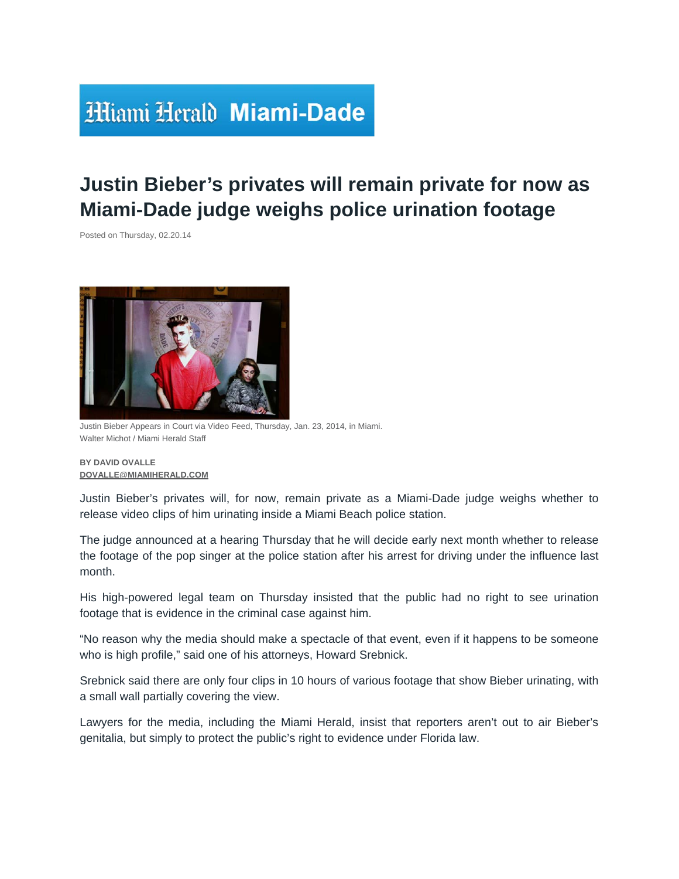Miami Herald Miami-Dade

# Justin Bieber's privates will remain private for now as Miami-Dade judge weighs police urination footage

Posted on Thursday, 02.20.14

Justin Bieber Appears in Court via Video Feed, Thursday, Jan. 23, 2014, in Miami.
Walter Michot / Miami Herald Staff

**BY DAVID OVALLE**
**DOVALLE@MIAMIHERALD.COM**

Justin Bieber's privates will, for now, remain private as a Miami-Dade judge weighs whether to release video clips of him urinating inside a Miami Beach police station.

The judge announced at a hearing Thursday that he will decide early next month whether to release the footage of the pop singer at the police station after his arrest for driving under the influence last month.

His high-powered legal team on Thursday insisted that the public had no right to see urination footage that is evidence in the criminal case against him.

"No reason why the media should make a spectacle of that event, even if it happens to be someone who is high profile," said one of his attorneys, Howard Srebnick.

Srebnick said there are only four clips in 10 hours of various footage that show Bieber urinating, with a small wall partially covering the view.

Lawyers for the media, including the Miami Herald, insist that reporters aren't out to air Bieber's genitalia, but simply to protect the public's right to evidence under Florida law.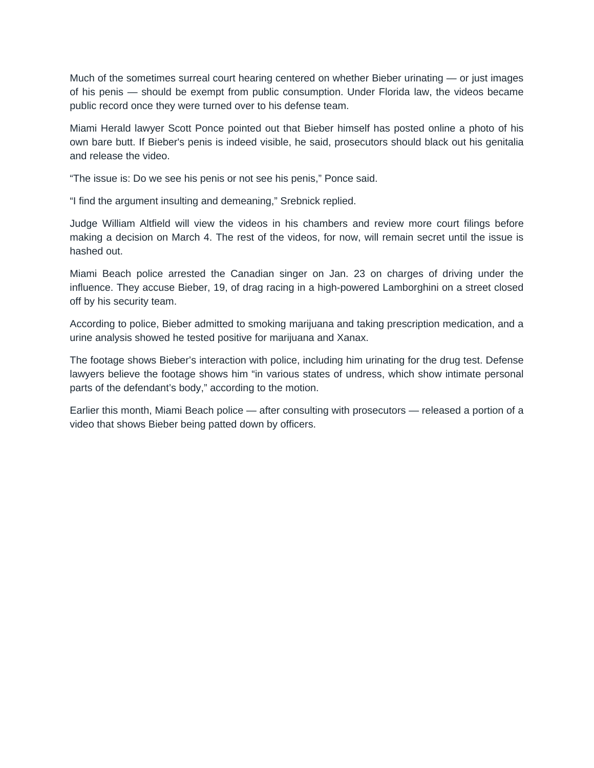Much of the sometimes surreal court hearing centered on whether Bieber urinating — or just images of his penis — should be exempt from public consumption. Under Florida law, the videos became public record once they were turned over to his defense team.

Miami Herald lawyer Scott Ponce pointed out that Bieber himself has posted online a photo of his own bare butt. If Bieber's penis is indeed visible, he said, prosecutors should black out his genitalia and release the video.

“The issue is: Do we see his penis or not see his penis,” Ponce said.

“I find the argument insulting and demeaning,” Srebnick replied.

Judge William Altfield will view the videos in his chambers and review more court filings before making a decision on March 4. The rest of the videos, for now, will remain secret until the issue is hashed out.

Miami Beach police arrested the Canadian singer on Jan. 23 on charges of driving under the influence. They accuse Bieber, 19, of drag racing in a high-powered Lamborghini on a street closed off by his security team.

According to police, Bieber admitted to smoking marijuana and taking prescription medication, and a urine analysis showed he tested positive for marijuana and Xanax.

The footage shows Bieber’s interaction with police, including him urinating for the drug test. Defense lawyers believe the footage shows him “in various states of undress, which show intimate personal parts of the defendant’s body,” according to the motion.

Earlier this month, Miami Beach police — after consulting with prosecutors — released a portion of a video that shows Bieber being patted down by officers.